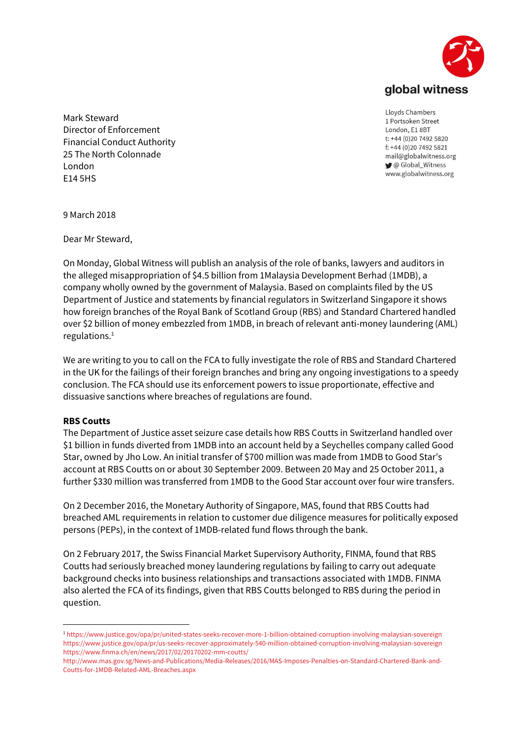global witness

Lloyds Chambers
1 Portsoken Street
London, E1 8BT
t: +44 (0)20 7492 5820
f: +44 (0)20 7492 5821
mail@globalwitness.org
@ Global_Witness
www.globalwitness.org

Mark Steward
Director of Enforcement
Financial Conduct Authority
25 The North Colonnade
London
E14 5HS

9 March 2018

Dear Mr Steward,

On Monday, Global Witness will publish an analysis of the role of banks, lawyers and auditors in the alleged misappropriation of $4.5 billion from 1Malaysia Development Berhad (1MDB), a company wholly owned by the government of Malaysia. Based on complaints filed by the US Department of Justice and statements by financial regulators in Switzerland Singapore it shows how foreign branches of the Royal Bank of Scotland Group (RBS) and Standard Chartered handled over $2 billion of money embezzled from 1MDB, in breach of relevant anti-money laundering (AML) regulations.[1]

We are writing to you to call on the FCA to fully investigate the role of RBS and Standard Chartered in the UK for the failings of their foreign branches and bring any ongoing investigations to a speedy conclusion. The FCA should use its enforcement powers to issue proportionate, effective and dissuasive sanctions where breaches of regulations are found.

**RBS Coutts**

The Department of Justice asset seizure case details how RBS Coutts in Switzerland handled over $1 billion in funds diverted from 1MDB into an account held by a Seychelles company called Good Star, owned by Jho Low. An initial transfer of $700 million was made from 1MDB to Good Star's account at RBS Coutts on or about 30 September 2009. Between 20 May and 25 October 2011, a further $330 million was transferred from 1MDB to the Good Star account over four wire transfers.

On 2 December 2016, the Monetary Authority of Singapore, MAS, found that RBS Coutts had breached AML requirements in relation to customer due diligence measures for politically exposed persons (PEPs), in the context of 1MDB-related fund flows through the bank.

On 2 February 2017, the Swiss Financial Market Supervisory Authority, FINMA, found that RBS Coutts had seriously breached money laundering regulations by failing to carry out adequate background checks into business relationships and transactions associated with 1MDB. FINMA also alerted the FCA of its findings, given that RBS Coutts belonged to RBS during the period in question.

---

[1] https://www.justice.gov/opa/pr/united-states-seeks-recover-more-1-billion-obtained-corruption-involving-malaysian-sovereign
https://www.justice.gov/opa/pr/us-seeks-recover-approximately-540-million-obtained-corruption-involving-malaysian-sovereign
https://www.finma.ch/en/news/2017/02/20170202-mm-coutts/
http://www.mas.gov.sg/News-and-Publications/Media-Releases/2016/MAS-Imposes-Penalties-on-Standard-Chartered-Bank-and-Coutts-for-1MDB-Related-AML-Breaches.aspx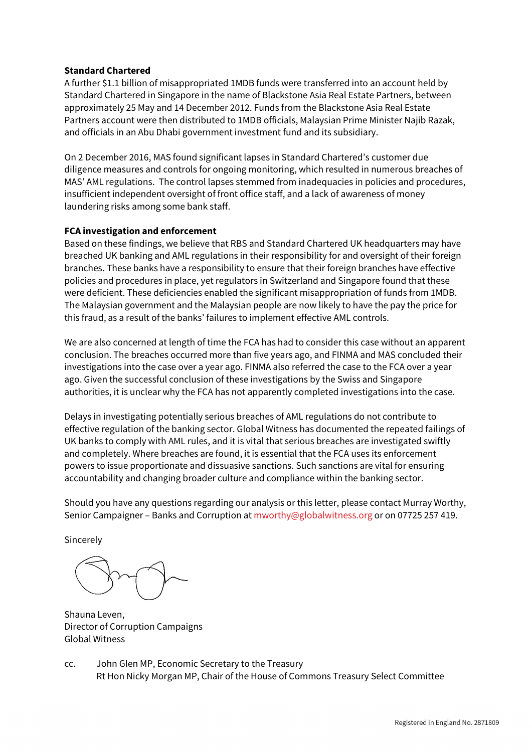**Standard Chartered**

A further $1.1 billion of misappropriated 1MDB funds were transferred into an account held by Standard Chartered in Singapore in the name of Blackstone Asia Real Estate Partners, between approximately 25 May and 14 December 2012. Funds from the Blackstone Asia Real Estate Partners account were then distributed to 1MDB officials, Malaysian Prime Minister Najib Razak, and officials in an Abu Dhabi government investment fund and its subsidiary.

On 2 December 2016, MAS found significant lapses in Standard Chartered's customer due diligence measures and controls for ongoing monitoring, which resulted in numerous breaches of MAS' AML regulations. The control lapses stemmed from inadequacies in policies and procedures, insufficient independent oversight of front office staff, and a lack of awareness of money laundering risks among some bank staff.

**FCA investigation and enforcement**

Based on these findings, we believe that RBS and Standard Chartered UK headquarters may have breached UK banking and AML regulations in their responsibility for and oversight of their foreign branches. These banks have a responsibility to ensure that their foreign branches have effective policies and procedures in place, yet regulators in Switzerland and Singapore found that these were deficient. These deficiencies enabled the significant misappropriation of funds from 1MDB. The Malaysian government and the Malaysian people are now likely to have the pay the price for this fraud, as a result of the banks' failures to implement effective AML controls.

We are also concerned at length of time the FCA has had to consider this case without an apparent conclusion. The breaches occurred more than five years ago, and FINMA and MAS concluded their investigations into the case over a year ago. FINMA also referred the case to the FCA over a year ago. Given the successful conclusion of these investigations by the Swiss and Singapore authorities, it is unclear why the FCA has not apparently completed investigations into the case.

Delays in investigating potentially serious breaches of AML regulations do not contribute to effective regulation of the banking sector. Global Witness has documented the repeated failings of UK banks to comply with AML rules, and it is vital that serious breaches are investigated swiftly and completely. Where breaches are found, it is essential that the FCA uses its enforcement powers to issue proportionate and dissuasive sanctions. Such sanctions are vital for ensuring accountability and changing broader culture and compliance within the banking sector.

Should you have any questions regarding our analysis or this letter, please contact Murray Worthy, Senior Campaigner – Banks and Corruption at mworthy@globalwitness.org or on 07725 257 419.

Sincerely

Shauna Leven,
Director of Corruption Campaigns
Global Witness

cc. John Glen MP, Economic Secretary to the Treasury
Rt Hon Nicky Morgan MP, Chair of the House of Commons Treasury Select Committee

Registered in England No. 2871809